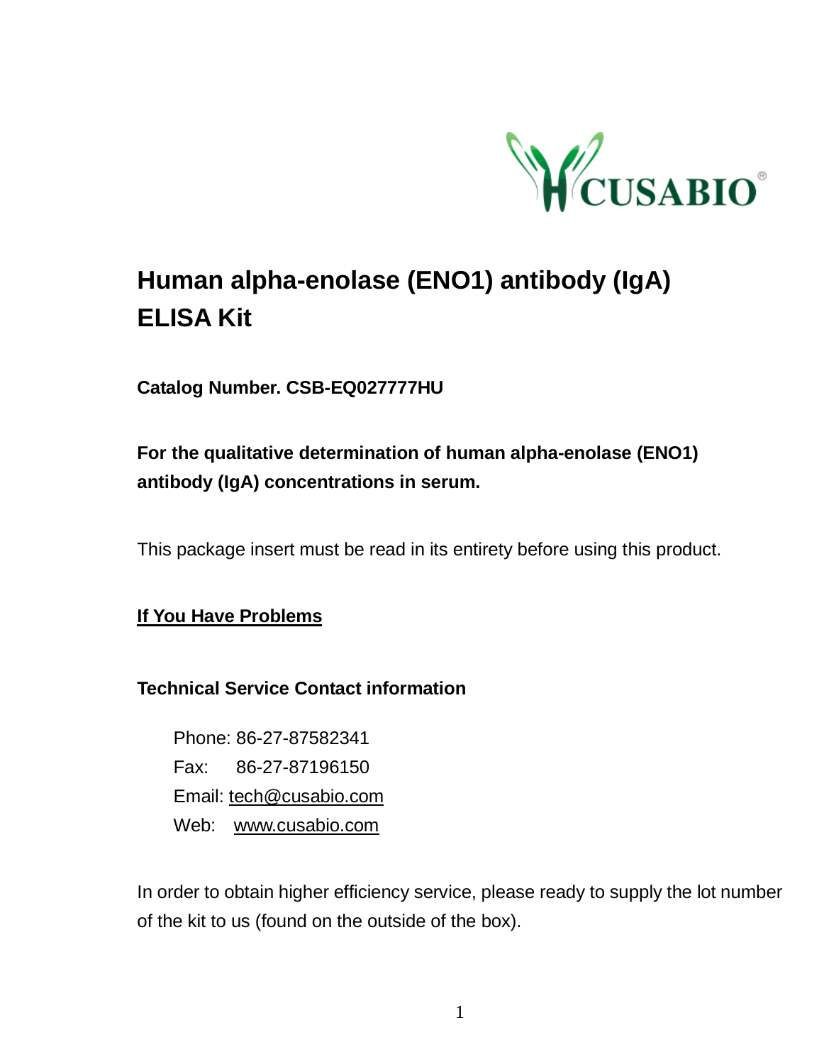# Human alpha-enolase (ENO1) antibody (IgA) ELISA Kit

**Catalog Number. CSB-EQ027777HU**

**For the qualitative determination of human alpha-enolase (ENO1) antibody (IgA) concentrations in serum.**

This package insert must be read in its entirety before using this product.

**<u>If You Have Problems</u>**

**Technical Service Contact information**

Phone: 86-27-87582341
Fax: 86-27-87196150
Email: tech@cusabio.com
Web: www.cusabio.com

In order to obtain higher efficiency service, please ready to supply the lot number of the kit to us (found on the outside of the box).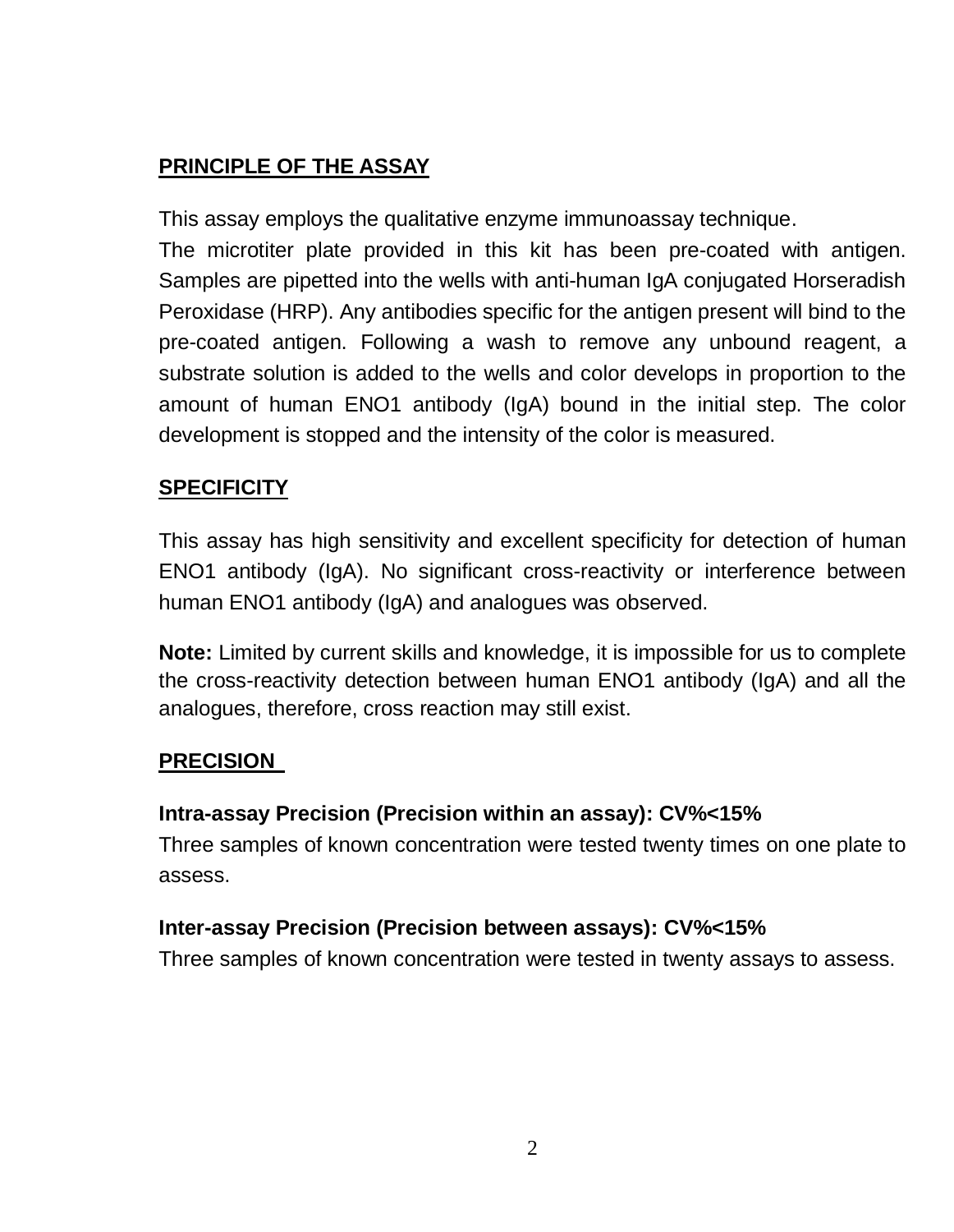## PRINCIPLE OF THE ASSAY

This assay employs the qualitative enzyme immunoassay technique.
The microtiter plate provided in this kit has been pre-coated with antigen. Samples are pipetted into the wells with anti-human IgA conjugated Horseradish Peroxidase (HRP). Any antibodies specific for the antigen present will bind to the pre-coated antigen. Following a wash to remove any unbound reagent, a substrate solution is added to the wells and color develops in proportion to the amount of human ENO1 antibody (IgA) bound in the initial step. The color development is stopped and the intensity of the color is measured.

## SPECIFICITY

This assay has high sensitivity and excellent specificity for detection of human ENO1 antibody (IgA). No significant cross-reactivity or interference between human ENO1 antibody (IgA) and analogues was observed.

**Note:** Limited by current skills and knowledge, it is impossible for us to complete the cross-reactivity detection between human ENO1 antibody (IgA) and all the analogues, therefore, cross reaction may still exist.

## PRECISION

**Intra-assay Precision (Precision within an assay): CV%<15%**
Three samples of known concentration were tested twenty times on one plate to assess.

**Inter-assay Precision (Precision between assays): CV%<15%**
Three samples of known concentration were tested in twenty assays to assess.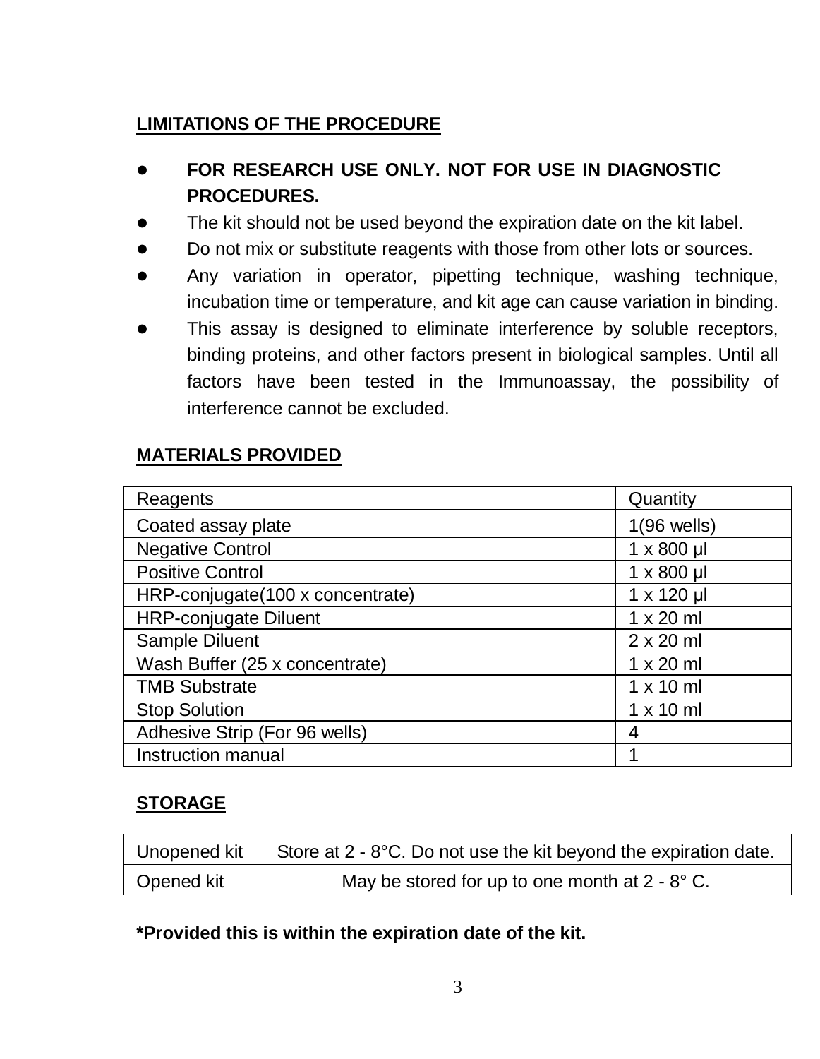## LIMITATIONS OF THE PROCEDURE

- **FOR RESEARCH USE ONLY. NOT FOR USE IN DIAGNOSTIC PROCEDURES.**
- The kit should not be used beyond the expiration date on the kit label.
- Do not mix or substitute reagents with those from other lots or sources.
- Any variation in operator, pipetting technique, washing technique, incubation time or temperature, and kit age can cause variation in binding.
- This assay is designed to eliminate interference by soluble receptors, binding proteins, and other factors present in biological samples. Until all factors have been tested in the Immunoassay, the possibility of interference cannot be excluded.

## MATERIALS PROVIDED

| Reagents | Quantity |
|---|---|
| Coated assay plate | 1(96 wells) |
| Negative Control | 1 x 800 μl |
| Positive Control | 1 x 800 μl |
| HRP-conjugate(100 x concentrate) | 1 x 120 μl |
| HRP-conjugate Diluent | 1 x 20 ml |
| Sample Diluent | 2 x 20 ml |
| Wash Buffer (25 x concentrate) | 1 x 20 ml |
| TMB Substrate | 1 x 10 ml |
| Stop Solution | 1 x 10 ml |
| Adhesive Strip (For 96 wells) | 4 |
| Instruction manual | 1 |

## STORAGE

| Unopened kit | Store at 2 - 8°C. Do not use the kit beyond the expiration date. |
|---|---|
| Opened kit | May be stored for up to one month at 2 - 8° C. |

**\*Provided this is within the expiration date of the kit.**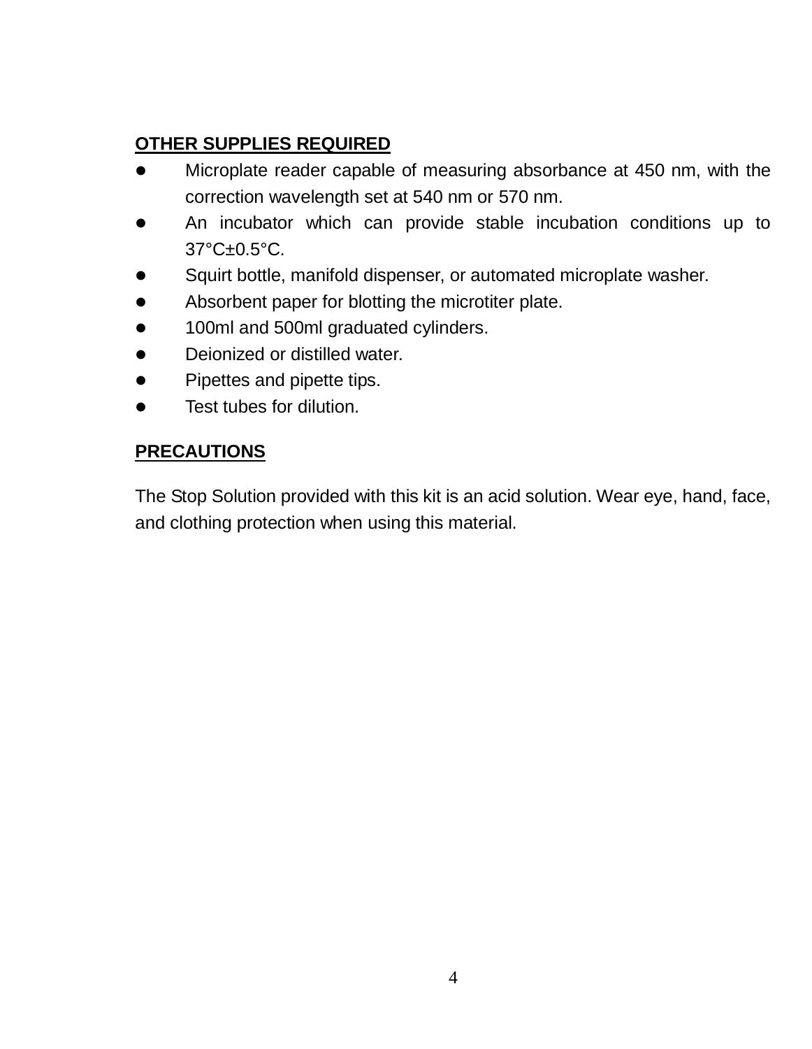## OTHER SUPPLIES REQUIRED

- Microplate reader capable of measuring absorbance at 450 nm, with the correction wavelength set at 540 nm or 570 nm.
- An incubator which can provide stable incubation conditions up to 37°C±0.5°C.
- Squirt bottle, manifold dispenser, or automated microplate washer.
- Absorbent paper for blotting the microtiter plate.
- 100ml and 500ml graduated cylinders.
- Deionized or distilled water.
- Pipettes and pipette tips.
- Test tubes for dilution.

## PRECAUTIONS

The Stop Solution provided with this kit is an acid solution. Wear eye, hand, face, and clothing protection when using this material.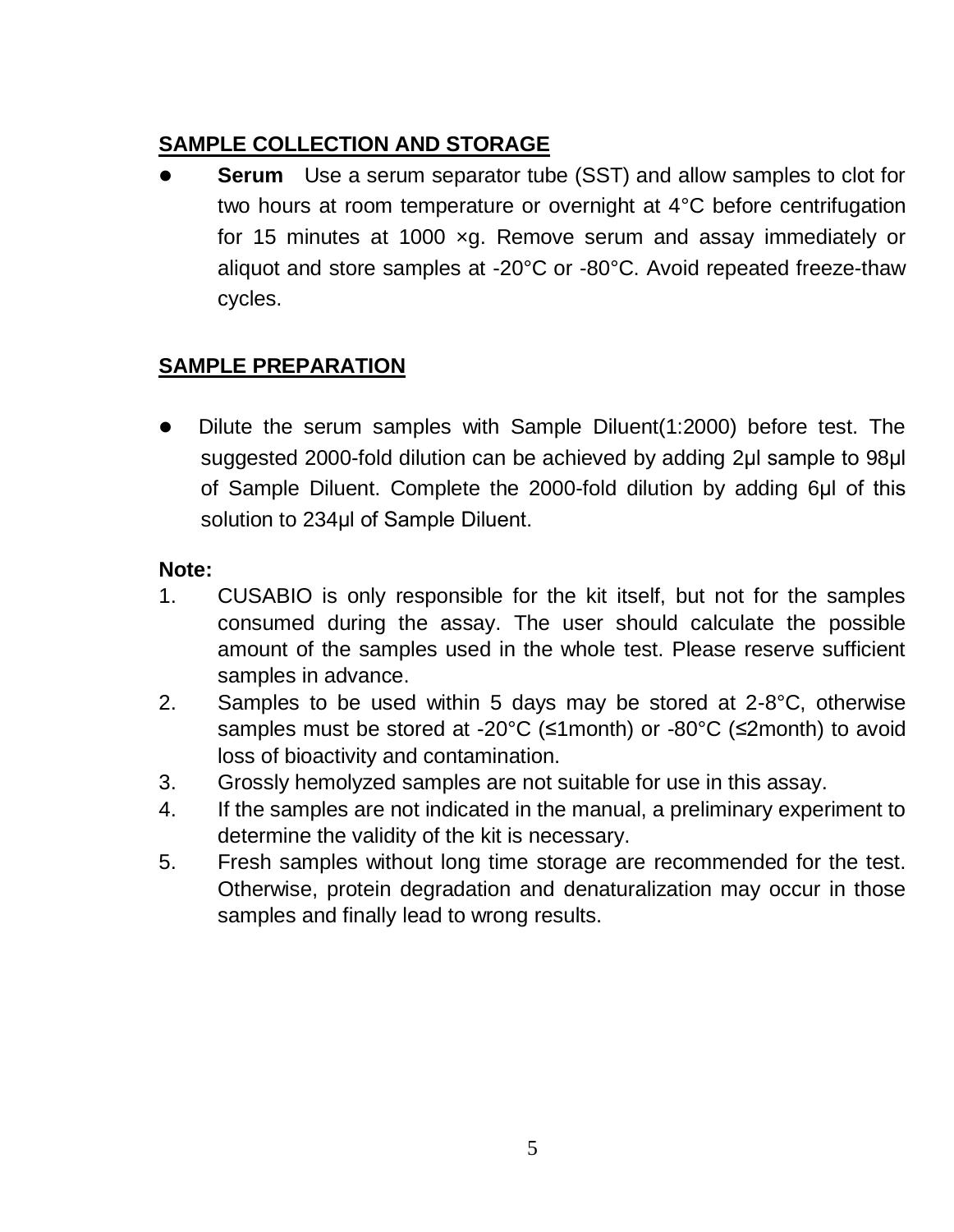## SAMPLE COLLECTION AND STORAGE

- **Serum** Use a serum separator tube (SST) and allow samples to clot for two hours at room temperature or overnight at 4°C before centrifugation for 15 minutes at 1000 ×g. Remove serum and assay immediately or aliquot and store samples at -20°C or -80°C. Avoid repeated freeze-thaw cycles.

## SAMPLE PREPARATION

- Dilute the serum samples with Sample Diluent(1:2000) before test. The suggested 2000-fold dilution can be achieved by adding 2μl sample to 98μl of Sample Diluent. Complete the 2000-fold dilution by adding 6μl of this solution to 234μl of Sample Diluent.

**Note:**

1. CUSABIO is only responsible for the kit itself, but not for the samples consumed during the assay. The user should calculate the possible amount of the samples used in the whole test. Please reserve sufficient samples in advance.
2. Samples to be used within 5 days may be stored at 2-8°C, otherwise samples must be stored at -20°C (≤1month) or -80°C (≤2month) to avoid loss of bioactivity and contamination.
3. Grossly hemolyzed samples are not suitable for use in this assay.
4. If the samples are not indicated in the manual, a preliminary experiment to determine the validity of the kit is necessary.
5. Fresh samples without long time storage are recommended for the test. Otherwise, protein degradation and denaturalization may occur in those samples and finally lead to wrong results.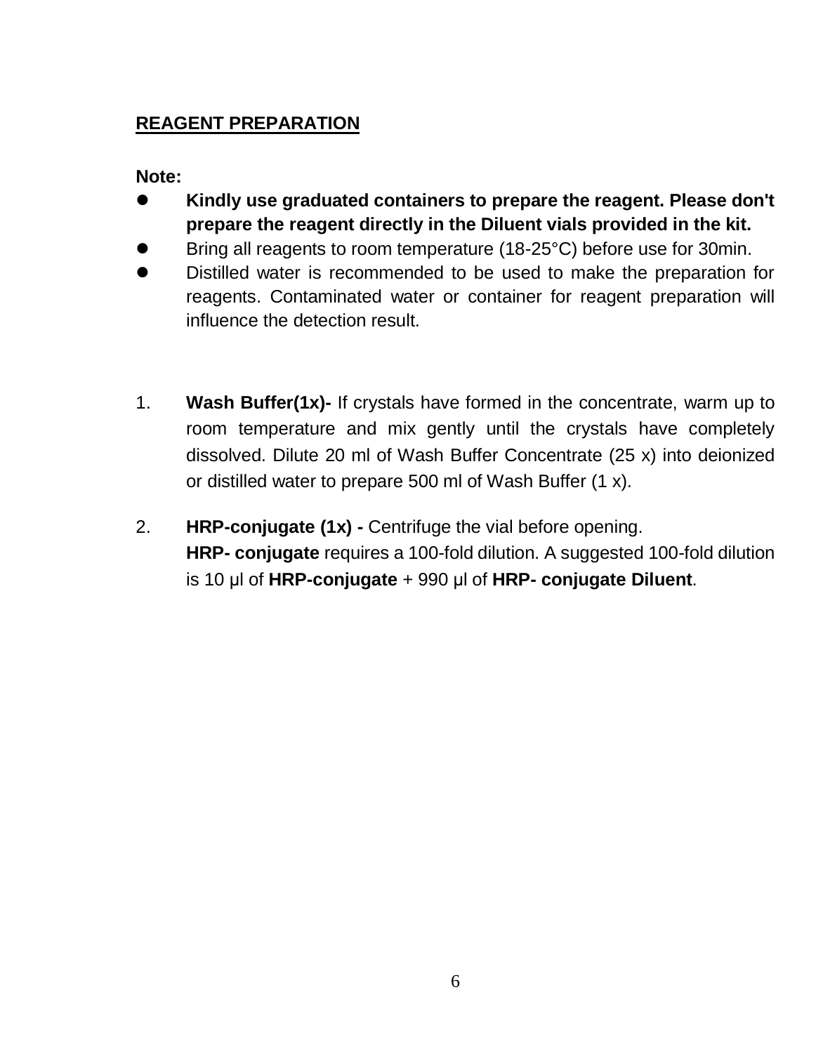## REAGENT PREPARATION

**Note:**

- **Kindly use graduated containers to prepare the reagent. Please don't prepare the reagent directly in the Diluent vials provided in the kit.**
- Bring all reagents to room temperature (18-25°C) before use for 30min.
- Distilled water is recommended to be used to make the preparation for reagents. Contaminated water or container for reagent preparation will influence the detection result.

1. **Wash Buffer(1x)-** If crystals have formed in the concentrate, warm up to room temperature and mix gently until the crystals have completely dissolved. Dilute 20 ml of Wash Buffer Concentrate (25 x) into deionized or distilled water to prepare 500 ml of Wash Buffer (1 x).

2. **HRP-conjugate (1x) -** Centrifuge the vial before opening.
   **HRP- conjugate** requires a 100-fold dilution. A suggested 100-fold dilution is 10 μl of **HRP-conjugate** + 990 μl of **HRP- conjugate Diluent**.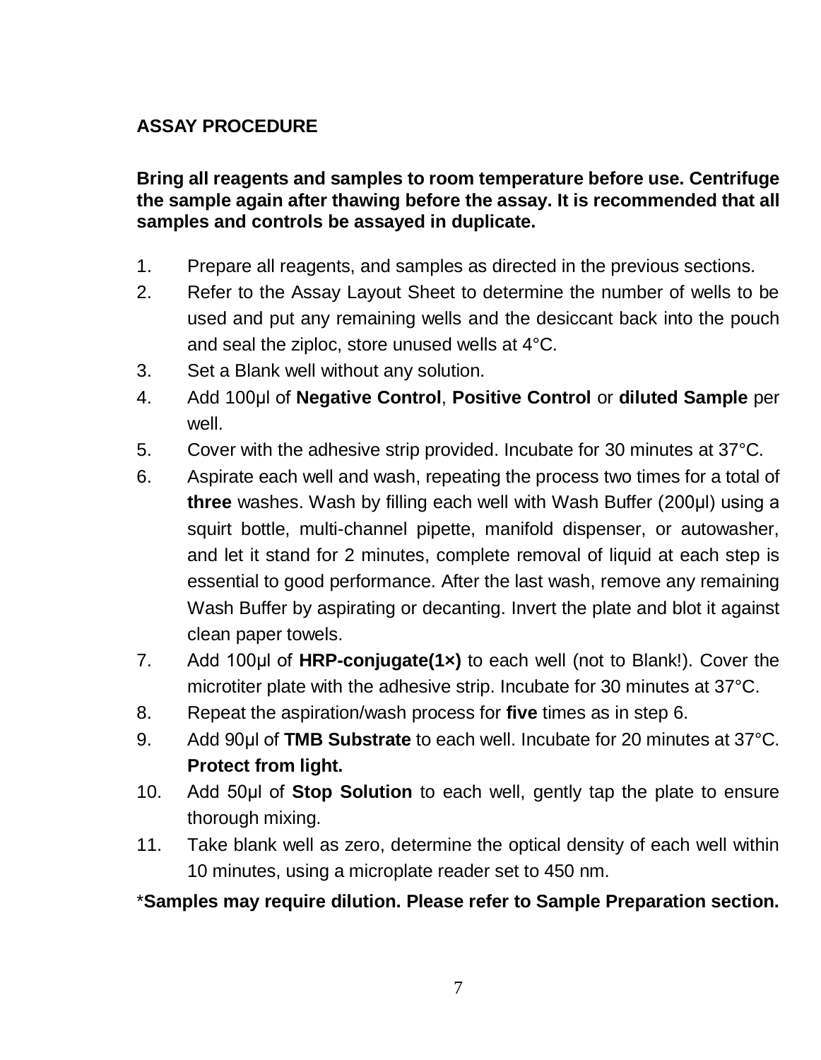## ASSAY PROCEDURE

**Bring all reagents and samples to room temperature before use. Centrifuge the sample again after thawing before the assay. It is recommended that all samples and controls be assayed in duplicate.**

1. Prepare all reagents, and samples as directed in the previous sections.
2. Refer to the Assay Layout Sheet to determine the number of wells to be used and put any remaining wells and the desiccant back into the pouch and seal the ziploc, store unused wells at 4°C.
3. Set a Blank well without any solution.
4. Add 100μl of **Negative Control**, **Positive Control** or **diluted Sample** per well.
5. Cover with the adhesive strip provided. Incubate for 30 minutes at 37°C.
6. Aspirate each well and wash, repeating the process two times for a total of **three** washes. Wash by filling each well with Wash Buffer (200μl) using a squirt bottle, multi-channel pipette, manifold dispenser, or autowasher, and let it stand for 2 minutes, complete removal of liquid at each step is essential to good performance. After the last wash, remove any remaining Wash Buffer by aspirating or decanting. Invert the plate and blot it against clean paper towels.
7. Add 100μl of **HRP-conjugate(1×)** to each well (not to Blank!). Cover the microtiter plate with the adhesive strip. Incubate for 30 minutes at 37°C.
8. Repeat the aspiration/wash process for **five** times as in step 6.
9. Add 90μl of **TMB Substrate** to each well. Incubate for 20 minutes at 37°C. **Protect from light.**
10. Add 50μl of **Stop Solution** to each well, gently tap the plate to ensure thorough mixing.
11. Take blank well as zero, determine the optical density of each well within 10 minutes, using a microplate reader set to 450 nm.

\***Samples may require dilution. Please refer to Sample Preparation section.**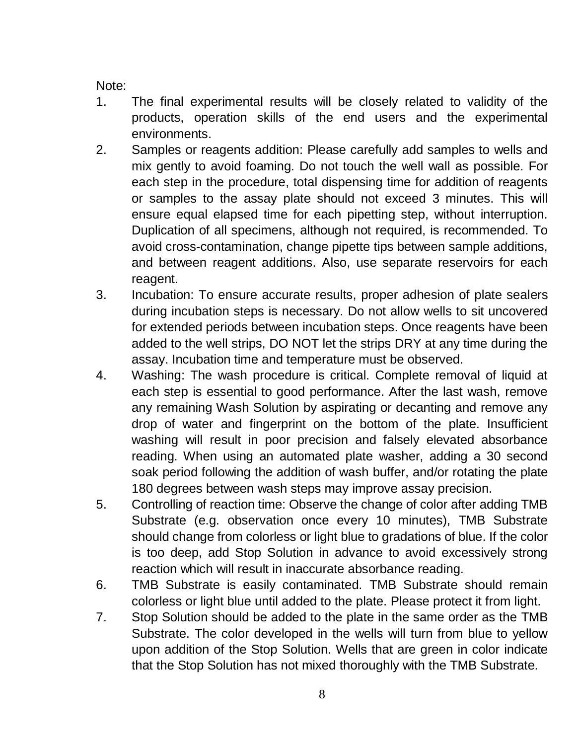Note:

1. The final experimental results will be closely related to validity of the products, operation skills of the end users and the experimental environments.
2. Samples or reagents addition: Please carefully add samples to wells and mix gently to avoid foaming. Do not touch the well wall as possible. For each step in the procedure, total dispensing time for addition of reagents or samples to the assay plate should not exceed 3 minutes. This will ensure equal elapsed time for each pipetting step, without interruption. Duplication of all specimens, although not required, is recommended. To avoid cross-contamination, change pipette tips between sample additions, and between reagent additions. Also, use separate reservoirs for each reagent.
3. Incubation: To ensure accurate results, proper adhesion of plate sealers during incubation steps is necessary. Do not allow wells to sit uncovered for extended periods between incubation steps. Once reagents have been added to the well strips, DO NOT let the strips DRY at any time during the assay. Incubation time and temperature must be observed.
4. Washing: The wash procedure is critical. Complete removal of liquid at each step is essential to good performance. After the last wash, remove any remaining Wash Solution by aspirating or decanting and remove any drop of water and fingerprint on the bottom of the plate. Insufficient washing will result in poor precision and falsely elevated absorbance reading. When using an automated plate washer, adding a 30 second soak period following the addition of wash buffer, and/or rotating the plate 180 degrees between wash steps may improve assay precision.
5. Controlling of reaction time: Observe the change of color after adding TMB Substrate (e.g. observation once every 10 minutes), TMB Substrate should change from colorless or light blue to gradations of blue. If the color is too deep, add Stop Solution in advance to avoid excessively strong reaction which will result in inaccurate absorbance reading.
6. TMB Substrate is easily contaminated. TMB Substrate should remain colorless or light blue until added to the plate. Please protect it from light.
7. Stop Solution should be added to the plate in the same order as the TMB Substrate. The color developed in the wells will turn from blue to yellow upon addition of the Stop Solution. Wells that are green in color indicate that the Stop Solution has not mixed thoroughly with the TMB Substrate.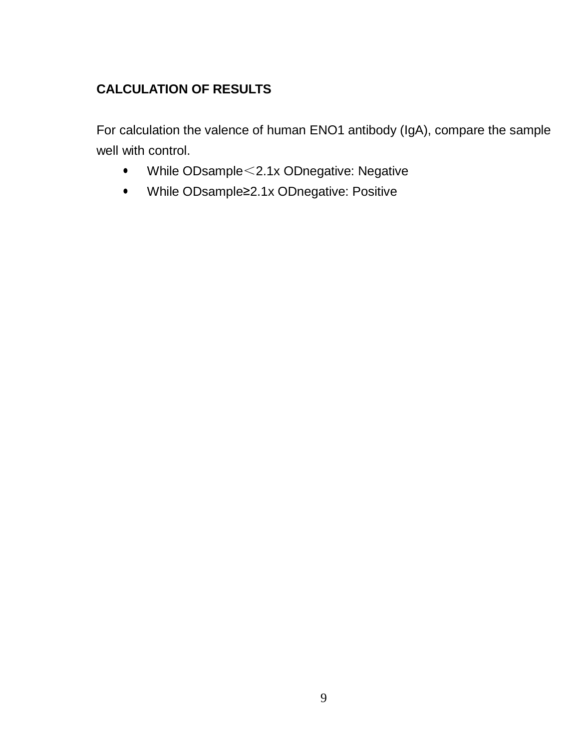## CALCULATION OF RESULTS

For calculation the valence of human ENO1 antibody (IgA), compare the sample well with control.

- While ODsample＜2.1x ODnegative: Negative
- While ODsample≥2.1x ODnegative: Positive